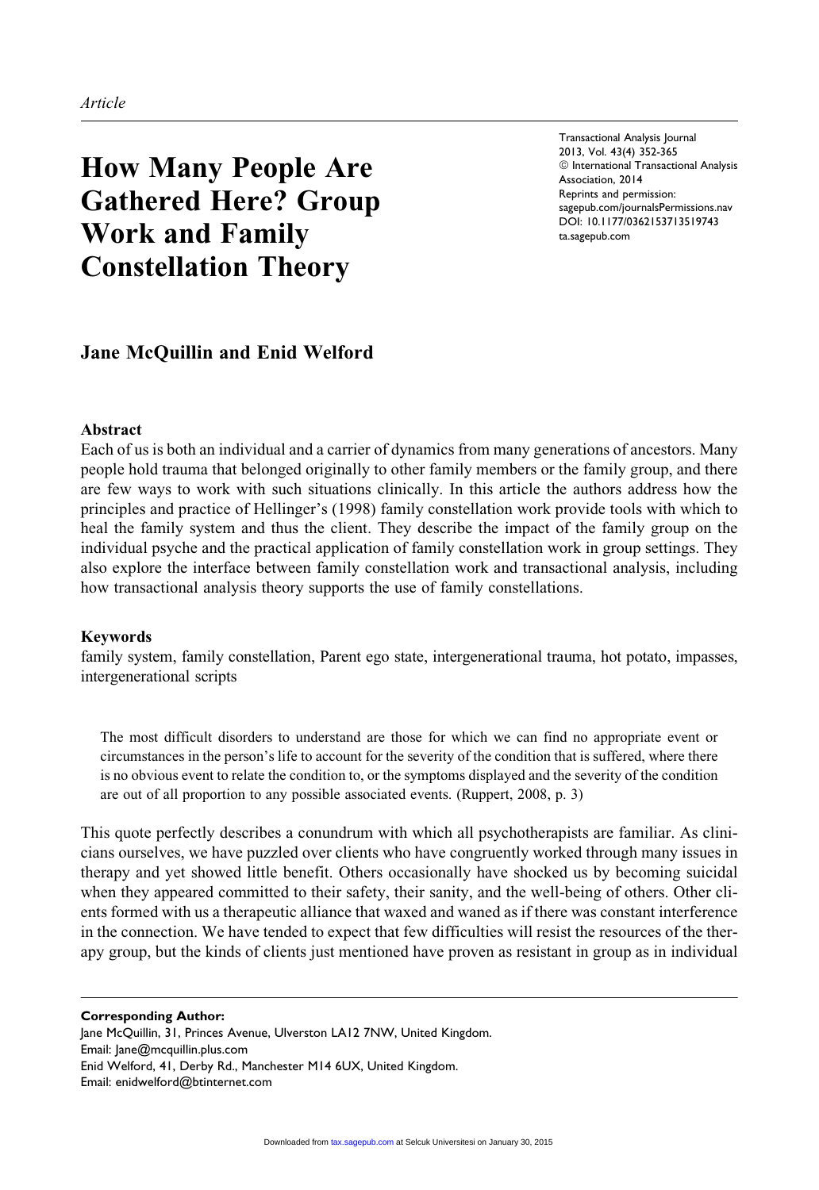*Article*

# How Many People Are Gathered Here? Group Work and Family Constellation Theory

Transactional Analysis Journal
2013, Vol. 43(4) 352-365
© International Transactional Analysis Association, 2014
Reprints and permission: sagepub.com/journalsPermissions.nav
DOI: 10.1177/0362153713519743
ta.sagepub.com

**Jane McQuillin and Enid Welford**

## Abstract

Each of us is both an individual and a carrier of dynamics from many generations of ancestors. Many people hold trauma that belonged originally to other family members or the family group, and there are few ways to work with such situations clinically. In this article the authors address how the principles and practice of Hellinger's (1998) family constellation work provide tools with which to heal the family system and thus the client. They describe the impact of the family group on the individual psyche and the practical application of family constellation work in group settings. They also explore the interface between family constellation work and transactional analysis, including how transactional analysis theory supports the use of family constellations.

## Keywords

family system, family constellation, Parent ego state, intergenerational trauma, hot potato, impasses, intergenerational scripts

> The most difficult disorders to understand are those for which we can find no appropriate event or circumstances in the person's life to account for the severity of the condition that is suffered, where there is no obvious event to relate the condition to, or the symptoms displayed and the severity of the condition are out of all proportion to any possible associated events. (Ruppert, 2008, p. 3)

This quote perfectly describes a conundrum with which all psychotherapists are familiar. As clinicians ourselves, we have puzzled over clients who have congruently worked through many issues in therapy and yet showed little benefit. Others occasionally have shocked us by becoming suicidal when they appeared committed to their safety, their sanity, and the well-being of others. Other clients formed with us a therapeutic alliance that waxed and waned as if there was constant interference in the connection. We have tended to expect that few difficulties will resist the resources of the therapy group, but the kinds of clients just mentioned have proven as resistant in group as in individual

**Corresponding Author:**
Jane McQuillin, 31, Princes Avenue, Ulverston LA12 7NW, United Kingdom.
Email: Jane@mcquillin.plus.com
Enid Welford, 41, Derby Rd., Manchester M14 6UX, United Kingdom.
Email: enidwelford@btinternet.com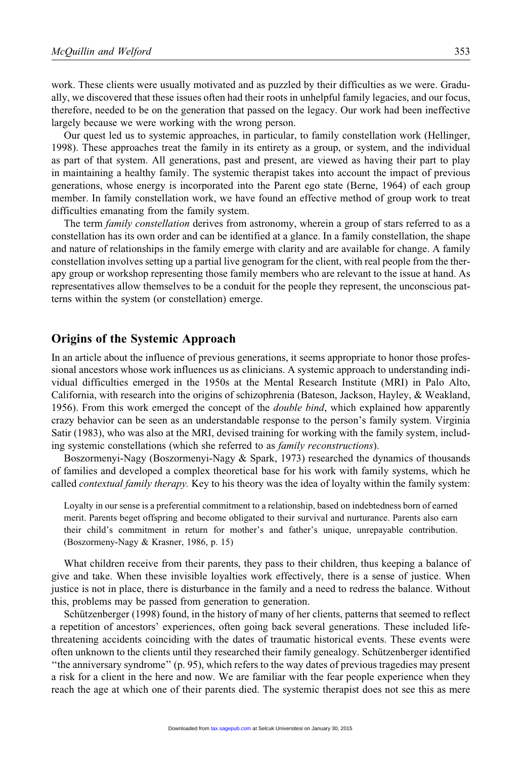work. These clients were usually motivated and as puzzled by their difficulties as we were. Gradually, we discovered that these issues often had their roots in unhelpful family legacies, and our focus, therefore, needed to be on the generation that passed on the legacy. Our work had been ineffective largely because we were working with the wrong person.

Our quest led us to systemic approaches, in particular, to family constellation work (Hellinger, 1998). These approaches treat the family in its entirety as a group, or system, and the individual as part of that system. All generations, past and present, are viewed as having their part to play in maintaining a healthy family. The systemic therapist takes into account the impact of previous generations, whose energy is incorporated into the Parent ego state (Berne, 1964) of each group member. In family constellation work, we have found an effective method of group work to treat difficulties emanating from the family system.

The term *family constellation* derives from astronomy, wherein a group of stars referred to as a constellation has its own order and can be identified at a glance. In a family constellation, the shape and nature of relationships in the family emerge with clarity and are available for change. A family constellation involves setting up a partial live genogram for the client, with real people from the therapy group or workshop representing those family members who are relevant to the issue at hand. As representatives allow themselves to be a conduit for the people they represent, the unconscious patterns within the system (or constellation) emerge.

## Origins of the Systemic Approach

In an article about the influence of previous generations, it seems appropriate to honor those professional ancestors whose work influences us as clinicians. A systemic approach to understanding individual difficulties emerged in the 1950s at the Mental Research Institute (MRI) in Palo Alto, California, with research into the origins of schizophrenia (Bateson, Jackson, Hayley, & Weakland, 1956). From this work emerged the concept of the *double bind*, which explained how apparently crazy behavior can be seen as an understandable response to the person's family system. Virginia Satir (1983), who was also at the MRI, devised training for working with the family system, including systemic constellations (which she referred to as *family reconstructions*).

Boszormenyi-Nagy (Boszormenyi-Nagy & Spark, 1973) researched the dynamics of thousands of families and developed a complex theoretical base for his work with family systems, which he called *contextual family therapy.* Key to his theory was the idea of loyalty within the family system:

> Loyalty in our sense is a preferential commitment to a relationship, based on indebtedness born of earned merit. Parents beget offspring and become obligated to their survival and nurturance. Parents also earn their child's commitment in return for mother's and father's unique, unrepayable contribution. (Boszormeny-Nagy & Krasner, 1986, p. 15)

What children receive from their parents, they pass to their children, thus keeping a balance of give and take. When these invisible loyalties work effectively, there is a sense of justice. When justice is not in place, there is disturbance in the family and a need to redress the balance. Without this, problems may be passed from generation to generation.

Schützenberger (1998) found, in the history of many of her clients, patterns that seemed to reflect a repetition of ancestors' experiences, often going back several generations. These included life-threatening accidents coinciding with the dates of traumatic historical events. These events were often unknown to the clients until they researched their family genealogy. Schützenberger identified "the anniversary syndrome" (p. 95), which refers to the way dates of previous tragedies may present a risk for a client in the here and now. We are familiar with the fear people experience when they reach the age at which one of their parents died. The systemic therapist does not see this as mere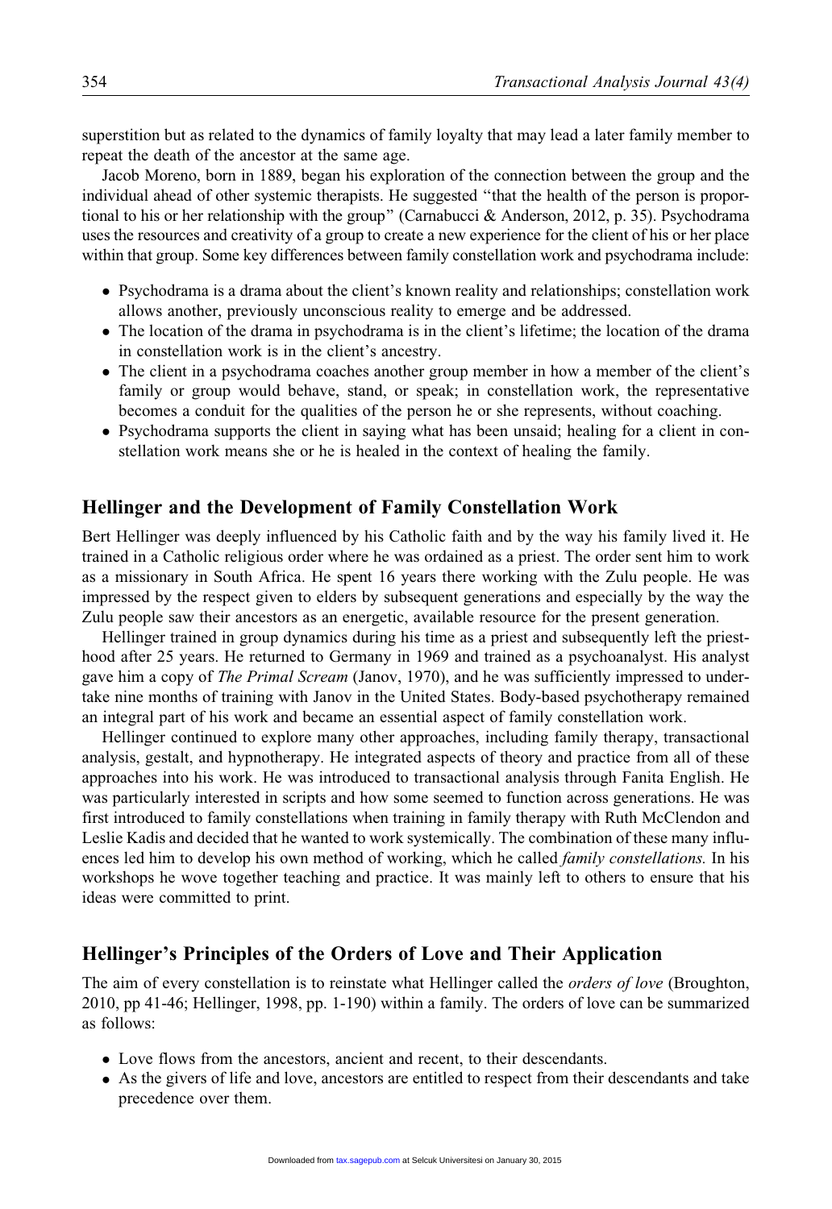superstition but as related to the dynamics of family loyalty that may lead a later family member to repeat the death of the ancestor at the same age.

Jacob Moreno, born in 1889, began his exploration of the connection between the group and the individual ahead of other systemic therapists. He suggested "that the health of the person is proportional to his or her relationship with the group" (Carnabucci & Anderson, 2012, p. 35). Psychodrama uses the resources and creativity of a group to create a new experience for the client of his or her place within that group. Some key differences between family constellation work and psychodrama include:

- Psychodrama is a drama about the client's known reality and relationships; constellation work allows another, previously unconscious reality to emerge and be addressed.
- The location of the drama in psychodrama is in the client's lifetime; the location of the drama in constellation work is in the client's ancestry.
- The client in a psychodrama coaches another group member in how a member of the client's family or group would behave, stand, or speak; in constellation work, the representative becomes a conduit for the qualities of the person he or she represents, without coaching.
- Psychodrama supports the client in saying what has been unsaid; healing for a client in constellation work means she or he is healed in the context of healing the family.

## Hellinger and the Development of Family Constellation Work

Bert Hellinger was deeply influenced by his Catholic faith and by the way his family lived it. He trained in a Catholic religious order where he was ordained as a priest. The order sent him to work as a missionary in South Africa. He spent 16 years there working with the Zulu people. He was impressed by the respect given to elders by subsequent generations and especially by the way the Zulu people saw their ancestors as an energetic, available resource for the present generation.

Hellinger trained in group dynamics during his time as a priest and subsequently left the priesthood after 25 years. He returned to Germany in 1969 and trained as a psychoanalyst. His analyst gave him a copy of *The Primal Scream* (Janov, 1970), and he was sufficiently impressed to undertake nine months of training with Janov in the United States. Body-based psychotherapy remained an integral part of his work and became an essential aspect of family constellation work.

Hellinger continued to explore many other approaches, including family therapy, transactional analysis, gestalt, and hypnotherapy. He integrated aspects of theory and practice from all of these approaches into his work. He was introduced to transactional analysis through Fanita English. He was particularly interested in scripts and how some seemed to function across generations. He was first introduced to family constellations when training in family therapy with Ruth McClendon and Leslie Kadis and decided that he wanted to work systemically. The combination of these many influences led him to develop his own method of working, which he called *family constellations.* In his workshops he wove together teaching and practice. It was mainly left to others to ensure that his ideas were committed to print.

## Hellinger's Principles of the Orders of Love and Their Application

The aim of every constellation is to reinstate what Hellinger called the *orders of love* (Broughton, 2010, pp 41-46; Hellinger, 1998, pp. 1-190) within a family. The orders of love can be summarized as follows:

- Love flows from the ancestors, ancient and recent, to their descendants.
- As the givers of life and love, ancestors are entitled to respect from their descendants and take precedence over them.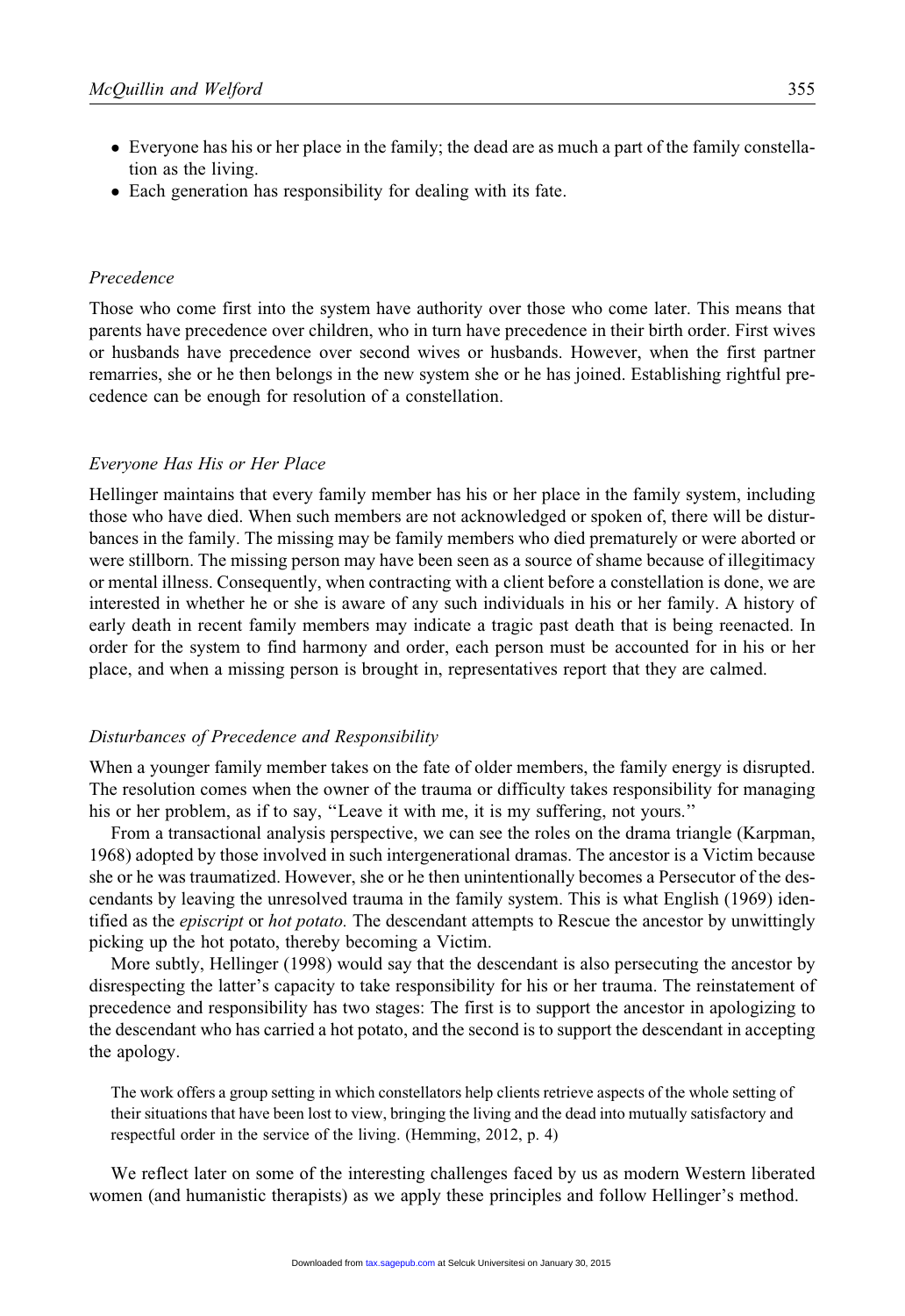- Everyone has his or her place in the family; the dead are as much a part of the family constellation as the living.
- Each generation has responsibility for dealing with its fate.

### *Precedence*

Those who come first into the system have authority over those who come later. This means that parents have precedence over children, who in turn have precedence in their birth order. First wives or husbands have precedence over second wives or husbands. However, when the first partner remarries, she or he then belongs in the new system she or he has joined. Establishing rightful precedence can be enough for resolution of a constellation.

### *Everyone Has His or Her Place*

Hellinger maintains that every family member has his or her place in the family system, including those who have died. When such members are not acknowledged or spoken of, there will be disturbances in the family. The missing may be family members who died prematurely or were aborted or were stillborn. The missing person may have been seen as a source of shame because of illegitimacy or mental illness. Consequently, when contracting with a client before a constellation is done, we are interested in whether he or she is aware of any such individuals in his or her family. A history of early death in recent family members may indicate a tragic past death that is being reenacted. In order for the system to find harmony and order, each person must be accounted for in his or her place, and when a missing person is brought in, representatives report that they are calmed.

### *Disturbances of Precedence and Responsibility*

When a younger family member takes on the fate of older members, the family energy is disrupted. The resolution comes when the owner of the trauma or difficulty takes responsibility for managing his or her problem, as if to say, "Leave it with me, it is my suffering, not yours."

From a transactional analysis perspective, we can see the roles on the drama triangle (Karpman, 1968) adopted by those involved in such intergenerational dramas. The ancestor is a Victim because she or he was traumatized. However, she or he then unintentionally becomes a Persecutor of the descendants by leaving the unresolved trauma in the family system. This is what English (1969) identified as the *episcript* or *hot potato.* The descendant attempts to Rescue the ancestor by unwittingly picking up the hot potato, thereby becoming a Victim.

More subtly, Hellinger (1998) would say that the descendant is also persecuting the ancestor by disrespecting the latter's capacity to take responsibility for his or her trauma. The reinstatement of precedence and responsibility has two stages: The first is to support the ancestor in apologizing to the descendant who has carried a hot potato, and the second is to support the descendant in accepting the apology.

> The work offers a group setting in which constellators help clients retrieve aspects of the whole setting of their situations that have been lost to view, bringing the living and the dead into mutually satisfactory and respectful order in the service of the living. (Hemming, 2012, p. 4)

We reflect later on some of the interesting challenges faced by us as modern Western liberated women (and humanistic therapists) as we apply these principles and follow Hellinger's method.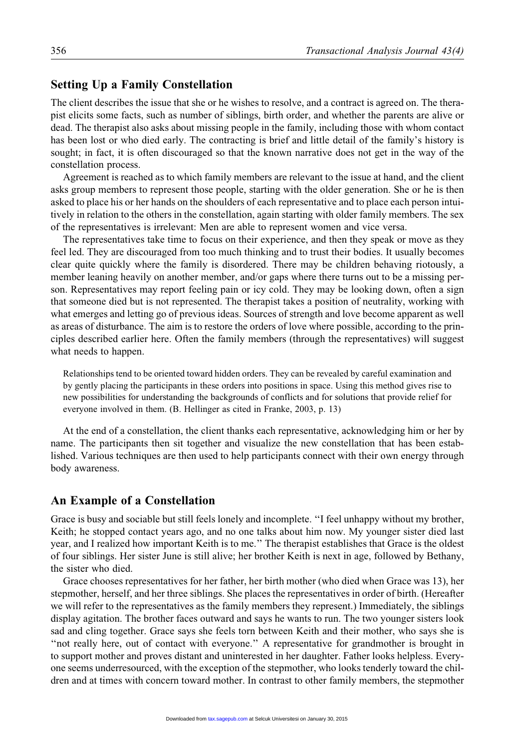## Setting Up a Family Constellation

The client describes the issue that she or he wishes to resolve, and a contract is agreed on. The therapist elicits some facts, such as number of siblings, birth order, and whether the parents are alive or dead. The therapist also asks about missing people in the family, including those with whom contact has been lost or who died early. The contracting is brief and little detail of the family's history is sought; in fact, it is often discouraged so that the known narrative does not get in the way of the constellation process.

Agreement is reached as to which family members are relevant to the issue at hand, and the client asks group members to represent those people, starting with the older generation. She or he is then asked to place his or her hands on the shoulders of each representative and to place each person intuitively in relation to the others in the constellation, again starting with older family members. The sex of the representatives is irrelevant: Men are able to represent women and vice versa.

The representatives take time to focus on their experience, and then they speak or move as they feel led. They are discouraged from too much thinking and to trust their bodies. It usually becomes clear quite quickly where the family is disordered. There may be children behaving riotously, a member leaning heavily on another member, and/or gaps where there turns out to be a missing person. Representatives may report feeling pain or icy cold. They may be looking down, often a sign that someone died but is not represented. The therapist takes a position of neutrality, working with what emerges and letting go of previous ideas. Sources of strength and love become apparent as well as areas of disturbance. The aim is to restore the orders of love where possible, according to the principles described earlier here. Often the family members (through the representatives) will suggest what needs to happen.

> Relationships tend to be oriented toward hidden orders. They can be revealed by careful examination and by gently placing the participants in these orders into positions in space. Using this method gives rise to new possibilities for understanding the backgrounds of conflicts and for solutions that provide relief for everyone involved in them. (B. Hellinger as cited in Franke, 2003, p. 13)

At the end of a constellation, the client thanks each representative, acknowledging him or her by name. The participants then sit together and visualize the new constellation that has been established. Various techniques are then used to help participants connect with their own energy through body awareness.

## An Example of a Constellation

Grace is busy and sociable but still feels lonely and incomplete. "I feel unhappy without my brother, Keith; he stopped contact years ago, and no one talks about him now. My younger sister died last year, and I realized how important Keith is to me." The therapist establishes that Grace is the oldest of four siblings. Her sister June is still alive; her brother Keith is next in age, followed by Bethany, the sister who died.

Grace chooses representatives for her father, her birth mother (who died when Grace was 13), her stepmother, herself, and her three siblings. She places the representatives in order of birth. (Hereafter we will refer to the representatives as the family members they represent.) Immediately, the siblings display agitation. The brother faces outward and says he wants to run. The two younger sisters look sad and cling together. Grace says she feels torn between Keith and their mother, who says she is "not really here, out of contact with everyone." A representative for grandmother is brought in to support mother and proves distant and uninterested in her daughter. Father looks helpless. Everyone seems underresourced, with the exception of the stepmother, who looks tenderly toward the children and at times with concern toward mother. In contrast to other family members, the stepmother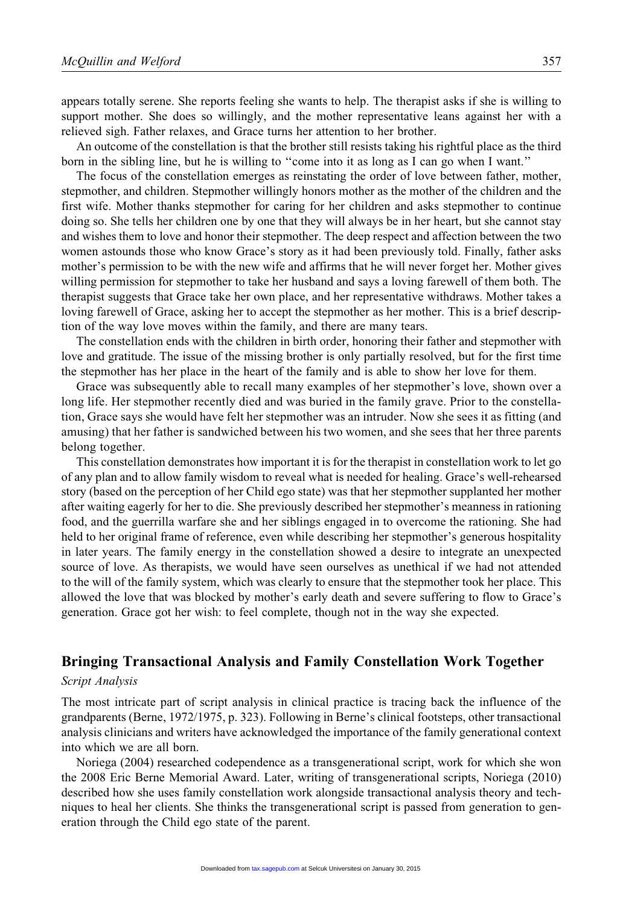appears totally serene. She reports feeling she wants to help. The therapist asks if she is willing to support mother. She does so willingly, and the mother representative leans against her with a relieved sigh. Father relaxes, and Grace turns her attention to her brother.

An outcome of the constellation is that the brother still resists taking his rightful place as the third born in the sibling line, but he is willing to "come into it as long as I can go when I want."

The focus of the constellation emerges as reinstating the order of love between father, mother, stepmother, and children. Stepmother willingly honors mother as the mother of the children and the first wife. Mother thanks stepmother for caring for her children and asks stepmother to continue doing so. She tells her children one by one that they will always be in her heart, but she cannot stay and wishes them to love and honor their stepmother. The deep respect and affection between the two women astounds those who know Grace's story as it had been previously told. Finally, father asks mother's permission to be with the new wife and affirms that he will never forget her. Mother gives willing permission for stepmother to take her husband and says a loving farewell of them both. The therapist suggests that Grace take her own place, and her representative withdraws. Mother takes a loving farewell of Grace, asking her to accept the stepmother as her mother. This is a brief description of the way love moves within the family, and there are many tears.

The constellation ends with the children in birth order, honoring their father and stepmother with love and gratitude. The issue of the missing brother is only partially resolved, but for the first time the stepmother has her place in the heart of the family and is able to show her love for them.

Grace was subsequently able to recall many examples of her stepmother's love, shown over a long life. Her stepmother recently died and was buried in the family grave. Prior to the constellation, Grace says she would have felt her stepmother was an intruder. Now she sees it as fitting (and amusing) that her father is sandwiched between his two women, and she sees that her three parents belong together.

This constellation demonstrates how important it is for the therapist in constellation work to let go of any plan and to allow family wisdom to reveal what is needed for healing. Grace's well-rehearsed story (based on the perception of her Child ego state) was that her stepmother supplanted her mother after waiting eagerly for her to die. She previously described her stepmother's meanness in rationing food, and the guerrilla warfare she and her siblings engaged in to overcome the rationing. She had held to her original frame of reference, even while describing her stepmother's generous hospitality in later years. The family energy in the constellation showed a desire to integrate an unexpected source of love. As therapists, we would have seen ourselves as unethical if we had not attended to the will of the family system, which was clearly to ensure that the stepmother took her place. This allowed the love that was blocked by mother's early death and severe suffering to flow to Grace's generation. Grace got her wish: to feel complete, though not in the way she expected.

## Bringing Transactional Analysis and Family Constellation Work Together

### *Script Analysis*

The most intricate part of script analysis in clinical practice is tracing back the influence of the grandparents (Berne, 1972/1975, p. 323). Following in Berne's clinical footsteps, other transactional analysis clinicians and writers have acknowledged the importance of the family generational context into which we are all born.

Noriega (2004) researched codependence as a transgenerational script, work for which she won the 2008 Eric Berne Memorial Award. Later, writing of transgenerational scripts, Noriega (2010) described how she uses family constellation work alongside transactional analysis theory and techniques to heal her clients. She thinks the transgenerational script is passed from generation to generation through the Child ego state of the parent.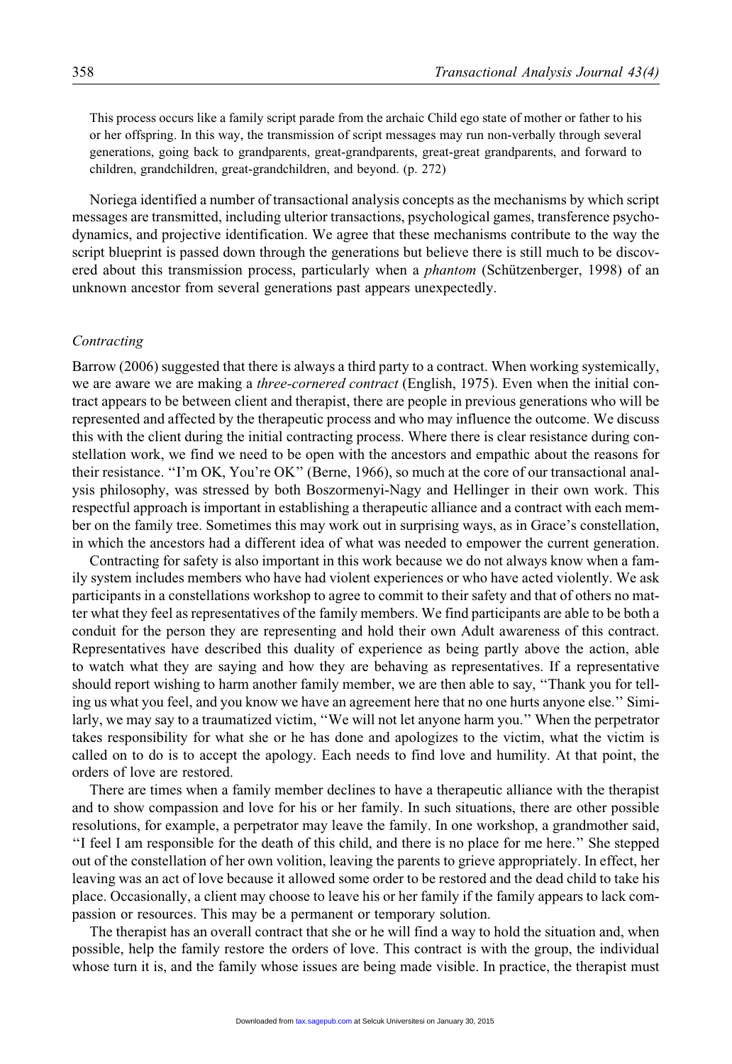> This process occurs like a family script parade from the archaic Child ego state of mother or father to his or her offspring. In this way, the transmission of script messages may run non-verbally through several generations, going back to grandparents, great-grandparents, great-great grandparents, and forward to children, grandchildren, great-grandchildren, and beyond. (p. 272)

Noriega identified a number of transactional analysis concepts as the mechanisms by which script messages are transmitted, including ulterior transactions, psychological games, transference psychodynamics, and projective identification. We agree that these mechanisms contribute to the way the script blueprint is passed down through the generations but believe there is still much to be discovered about this transmission process, particularly when a *phantom* (Schützenberger, 1998) of an unknown ancestor from several generations past appears unexpectedly.

### *Contracting*

Barrow (2006) suggested that there is always a third party to a contract. When working systemically, we are aware we are making a *three-cornered contract* (English, 1975). Even when the initial contract appears to be between client and therapist, there are people in previous generations who will be represented and affected by the therapeutic process and who may influence the outcome. We discuss this with the client during the initial contracting process. Where there is clear resistance during constellation work, we find we need to be open with the ancestors and empathic about the reasons for their resistance. "I'm OK, You're OK" (Berne, 1966), so much at the core of our transactional analysis philosophy, was stressed by both Boszormenyi-Nagy and Hellinger in their own work. This respectful approach is important in establishing a therapeutic alliance and a contract with each member on the family tree. Sometimes this may work out in surprising ways, as in Grace's constellation, in which the ancestors had a different idea of what was needed to empower the current generation.

Contracting for safety is also important in this work because we do not always know when a family system includes members who have had violent experiences or who have acted violently. We ask participants in a constellations workshop to agree to commit to their safety and that of others no matter what they feel as representatives of the family members. We find participants are able to be both a conduit for the person they are representing and hold their own Adult awareness of this contract. Representatives have described this duality of experience as being partly above the action, able to watch what they are saying and how they are behaving as representatives. If a representative should report wishing to harm another family member, we are then able to say, "Thank you for telling us what you feel, and you know we have an agreement here that no one hurts anyone else." Similarly, we may say to a traumatized victim, "We will not let anyone harm you." When the perpetrator takes responsibility for what she or he has done and apologizes to the victim, what the victim is called on to do is to accept the apology. Each needs to find love and humility. At that point, the orders of love are restored.

There are times when a family member declines to have a therapeutic alliance with the therapist and to show compassion and love for his or her family. In such situations, there are other possible resolutions, for example, a perpetrator may leave the family. In one workshop, a grandmother said, "I feel I am responsible for the death of this child, and there is no place for me here." She stepped out of the constellation of her own volition, leaving the parents to grieve appropriately. In effect, her leaving was an act of love because it allowed some order to be restored and the dead child to take his place. Occasionally, a client may choose to leave his or her family if the family appears to lack compassion or resources. This may be a permanent or temporary solution.

The therapist has an overall contract that she or he will find a way to hold the situation and, when possible, help the family restore the orders of love. This contract is with the group, the individual whose turn it is, and the family whose issues are being made visible. In practice, the therapist must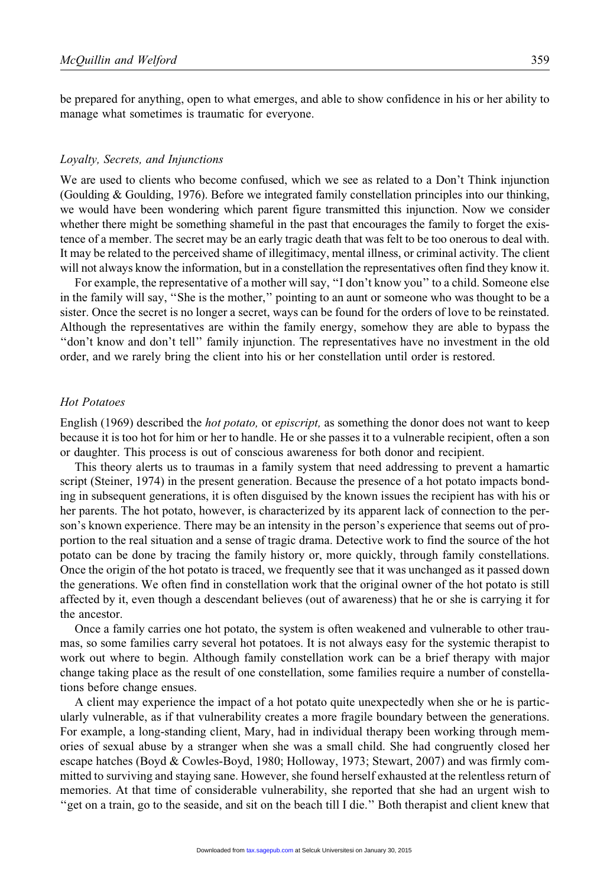be prepared for anything, open to what emerges, and able to show confidence in his or her ability to manage what sometimes is traumatic for everyone.

### *Loyalty, Secrets, and Injunctions*

We are used to clients who become confused, which we see as related to a Don't Think injunction (Goulding & Goulding, 1976). Before we integrated family constellation principles into our thinking, we would have been wondering which parent figure transmitted this injunction. Now we consider whether there might be something shameful in the past that encourages the family to forget the existence of a member. The secret may be an early tragic death that was felt to be too onerous to deal with. It may be related to the perceived shame of illegitimacy, mental illness, or criminal activity. The client will not always know the information, but in a constellation the representatives often find they know it.

For example, the representative of a mother will say, ''I don't know you'' to a child. Someone else in the family will say, ''She is the mother,'' pointing to an aunt or someone who was thought to be a sister. Once the secret is no longer a secret, ways can be found for the orders of love to be reinstated. Although the representatives are within the family energy, somehow they are able to bypass the ''don't know and don't tell'' family injunction. The representatives have no investment in the old order, and we rarely bring the client into his or her constellation until order is restored.

### *Hot Potatoes*

English (1969) described the *hot potato,* or *episcript,* as something the donor does not want to keep because it is too hot for him or her to handle. He or she passes it to a vulnerable recipient, often a son or daughter. This process is out of conscious awareness for both donor and recipient.

This theory alerts us to traumas in a family system that need addressing to prevent a hamartic script (Steiner, 1974) in the present generation. Because the presence of a hot potato impacts bonding in subsequent generations, it is often disguised by the known issues the recipient has with his or her parents. The hot potato, however, is characterized by its apparent lack of connection to the person's known experience. There may be an intensity in the person's experience that seems out of proportion to the real situation and a sense of tragic drama. Detective work to find the source of the hot potato can be done by tracing the family history or, more quickly, through family constellations. Once the origin of the hot potato is traced, we frequently see that it was unchanged as it passed down the generations. We often find in constellation work that the original owner of the hot potato is still affected by it, even though a descendant believes (out of awareness) that he or she is carrying it for the ancestor.

Once a family carries one hot potato, the system is often weakened and vulnerable to other traumas, so some families carry several hot potatoes. It is not always easy for the systemic therapist to work out where to begin. Although family constellation work can be a brief therapy with major change taking place as the result of one constellation, some families require a number of constellations before change ensues.

A client may experience the impact of a hot potato quite unexpectedly when she or he is particularly vulnerable, as if that vulnerability creates a more fragile boundary between the generations. For example, a long-standing client, Mary, had in individual therapy been working through memories of sexual abuse by a stranger when she was a small child. She had congruently closed her escape hatches (Boyd & Cowles-Boyd, 1980; Holloway, 1973; Stewart, 2007) and was firmly committed to surviving and staying sane. However, she found herself exhausted at the relentless return of memories. At that time of considerable vulnerability, she reported that she had an urgent wish to ''get on a train, go to the seaside, and sit on the beach till I die.'' Both therapist and client knew that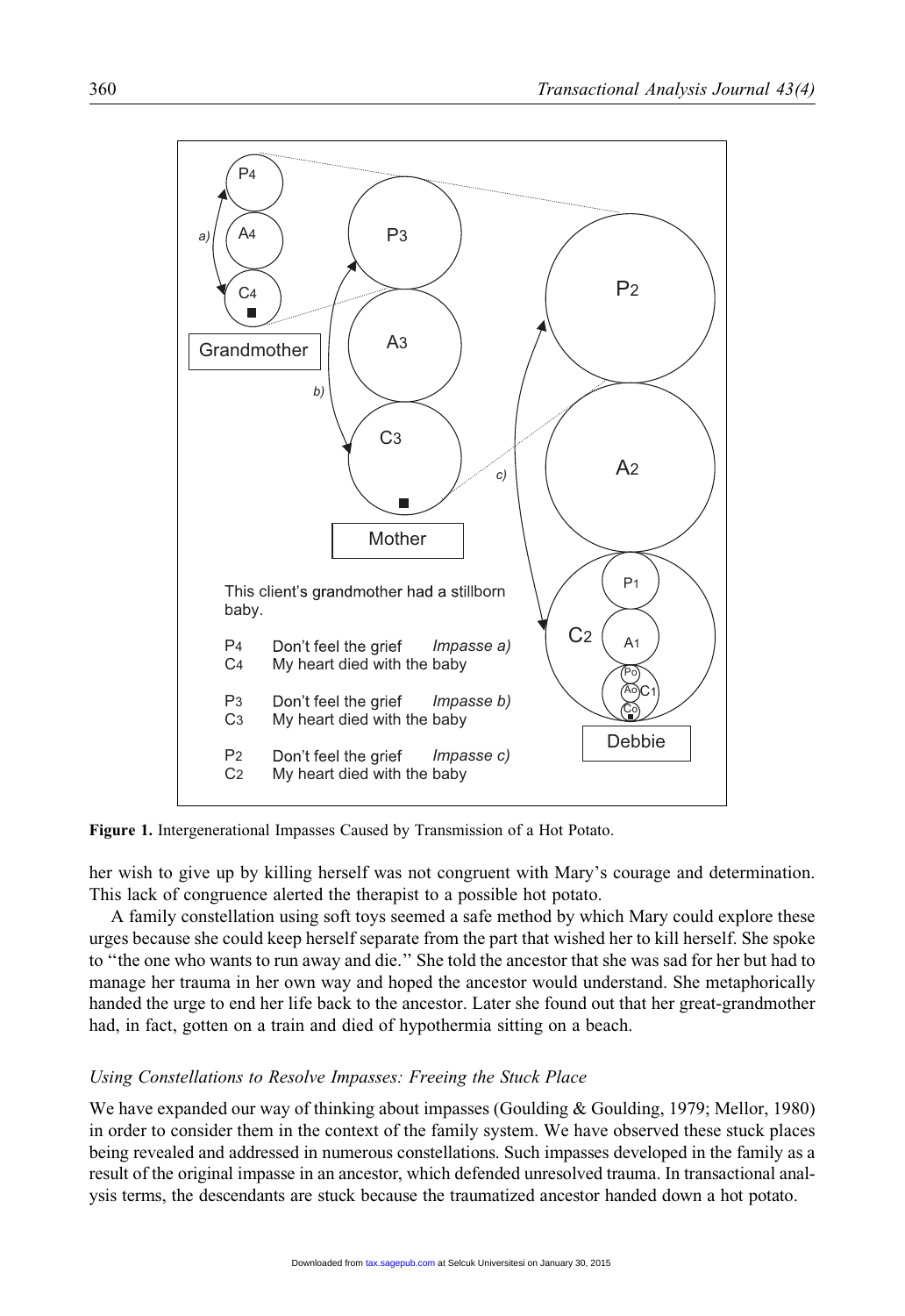This client's grandmother had a stillborn baby.

| | | |
|---|---|---|
| $P_4$ | Don't feel the grief | *Impasse a)* |
| $C_4$ | My heart died with the baby | |
| $P_3$ | Don't feel the grief | *Impasse b)* |
| $C_3$ | My heart died with the baby | |
| $P_2$ | Don't feel the grief | *Impasse c)* |
| $C_2$ | My heart died with the baby | |

**Figure 1.** Intergenerational Impasses Caused by Transmission of a Hot Potato.

her wish to give up by killing herself was not congruent with Mary's courage and determination. This lack of congruence alerted the therapist to a possible hot potato.

A family constellation using soft toys seemed a safe method by which Mary could explore these urges because she could keep herself separate from the part that wished her to kill herself. She spoke to ''the one who wants to run away and die.'' She told the ancestor that she was sad for her but had to manage her trauma in her own way and hoped the ancestor would understand. She metaphorically handed the urge to end her life back to the ancestor. Later she found out that her great-grandmother had, in fact, gotten on a train and died of hypothermia sitting on a beach.

### *Using Constellations to Resolve Impasses: Freeing the Stuck Place*

We have expanded our way of thinking about impasses (Goulding & Goulding, 1979; Mellor, 1980) in order to consider them in the context of the family system. We have observed these stuck places being revealed and addressed in numerous constellations. Such impasses developed in the family as a result of the original impasse in an ancestor, which defended unresolved trauma. In transactional analysis terms, the descendants are stuck because the traumatized ancestor handed down a hot potato.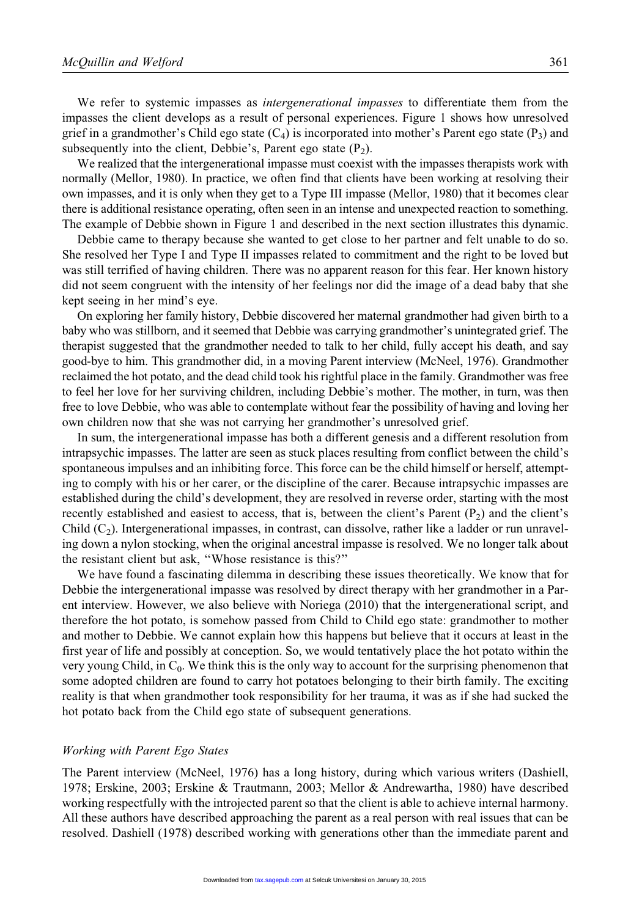We refer to systemic impasses as *intergenerational impasses* to differentiate them from the impasses the client develops as a result of personal experiences. Figure 1 shows how unresolved grief in a grandmother's Child ego state ($C_4$) is incorporated into mother's Parent ego state ($P_3$) and subsequently into the client, Debbie's, Parent ego state ($P_2$).

We realized that the intergenerational impasse must coexist with the impasses therapists work with normally (Mellor, 1980). In practice, we often find that clients have been working at resolving their own impasses, and it is only when they get to a Type III impasse (Mellor, 1980) that it becomes clear there is additional resistance operating, often seen in an intense and unexpected reaction to something. The example of Debbie shown in Figure 1 and described in the next section illustrates this dynamic.

Debbie came to therapy because she wanted to get close to her partner and felt unable to do so. She resolved her Type I and Type II impasses related to commitment and the right to be loved but was still terrified of having children. There was no apparent reason for this fear. Her known history did not seem congruent with the intensity of her feelings nor did the image of a dead baby that she kept seeing in her mind's eye.

On exploring her family history, Debbie discovered her maternal grandmother had given birth to a baby who was stillborn, and it seemed that Debbie was carrying grandmother's unintegrated grief. The therapist suggested that the grandmother needed to talk to her child, fully accept his death, and say good-bye to him. This grandmother did, in a moving Parent interview (McNeel, 1976). Grandmother reclaimed the hot potato, and the dead child took his rightful place in the family. Grandmother was free to feel her love for her surviving children, including Debbie's mother. The mother, in turn, was then free to love Debbie, who was able to contemplate without fear the possibility of having and loving her own children now that she was not carrying her grandmother's unresolved grief.

In sum, the intergenerational impasse has both a different genesis and a different resolution from intrapsychic impasses. The latter are seen as stuck places resulting from conflict between the child's spontaneous impulses and an inhibiting force. This force can be the child himself or herself, attempting to comply with his or her carer, or the discipline of the carer. Because intrapsychic impasses are established during the child's development, they are resolved in reverse order, starting with the most recently established and easiest to access, that is, between the client's Parent ($P_2$) and the client's Child ($C_2$). Intergenerational impasses, in contrast, can dissolve, rather like a ladder or run unraveling down a nylon stocking, when the original ancestral impasse is resolved. We no longer talk about the resistant client but ask, "Whose resistance is this?"

We have found a fascinating dilemma in describing these issues theoretically. We know that for Debbie the intergenerational impasse was resolved by direct therapy with her grandmother in a Parent interview. However, we also believe with Noriega (2010) that the intergenerational script, and therefore the hot potato, is somehow passed from Child to Child ego state: grandmother to mother and mother to Debbie. We cannot explain how this happens but believe that it occurs at least in the first year of life and possibly at conception. So, we would tentatively place the hot potato within the very young Child, in $C_0$. We think this is the only way to account for the surprising phenomenon that some adopted children are found to carry hot potatoes belonging to their birth family. The exciting reality is that when grandmother took responsibility for her trauma, it was as if she had sucked the hot potato back from the Child ego state of subsequent generations.

### *Working with Parent Ego States*

The Parent interview (McNeel, 1976) has a long history, during which various writers (Dashiell, 1978; Erskine, 2003; Erskine & Trautmann, 2003; Mellor & Andrewartha, 1980) have described working respectfully with the introjected parent so that the client is able to achieve internal harmony. All these authors have described approaching the parent as a real person with real issues that can be resolved. Dashiell (1978) described working with generations other than the immediate parent and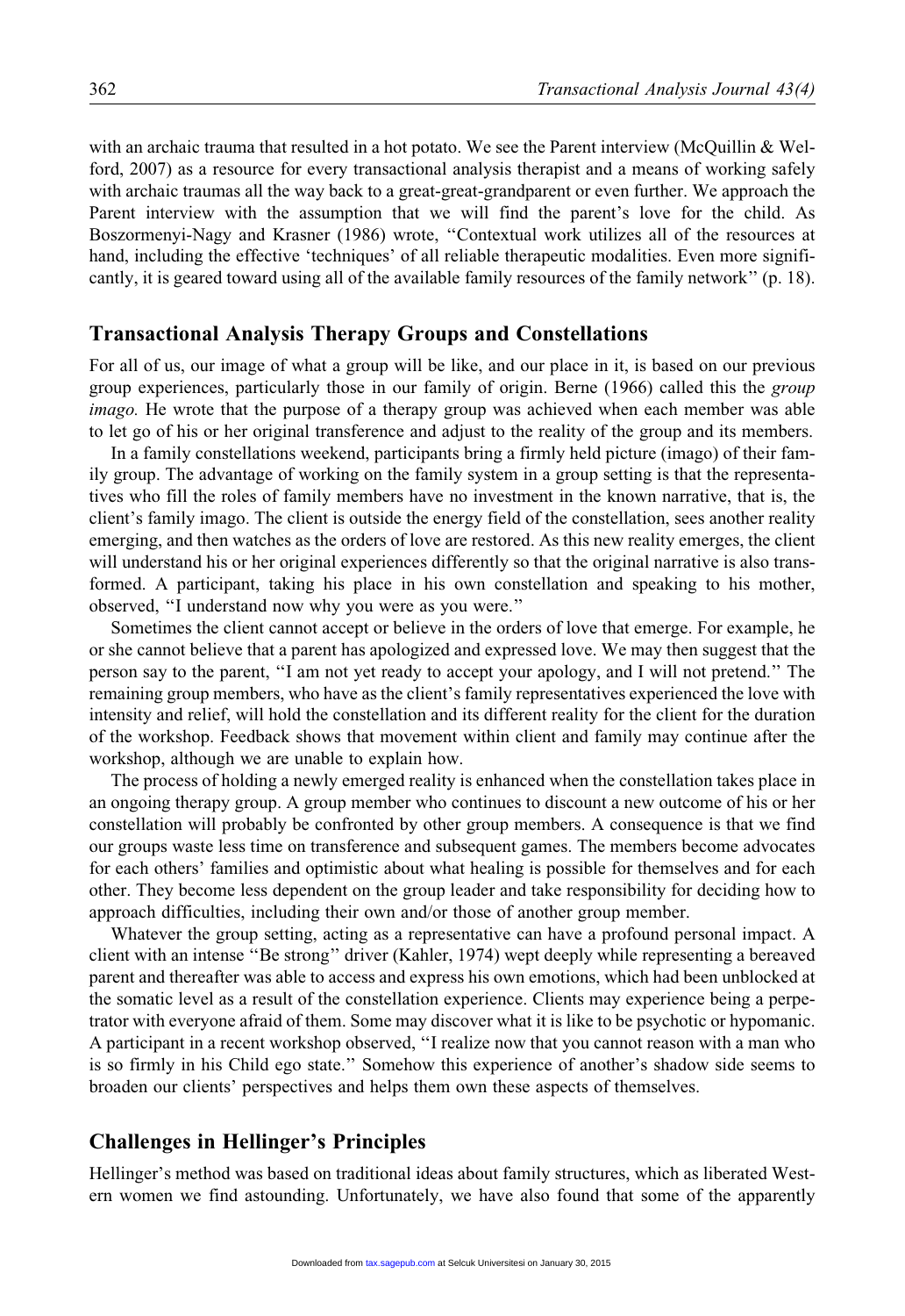with an archaic trauma that resulted in a hot potato. We see the Parent interview (McQuillin & Welford, 2007) as a resource for every transactional analysis therapist and a means of working safely with archaic traumas all the way back to a great-great-grandparent or even further. We approach the Parent interview with the assumption that we will find the parent's love for the child. As Boszormenyi-Nagy and Krasner (1986) wrote, "Contextual work utilizes all of the resources at hand, including the effective 'techniques' of all reliable therapeutic modalities. Even more significantly, it is geared toward using all of the available family resources of the family network" (p. 18).

## Transactional Analysis Therapy Groups and Constellations

For all of us, our image of what a group will be like, and our place in it, is based on our previous group experiences, particularly those in our family of origin. Berne (1966) called this the *group imago.* He wrote that the purpose of a therapy group was achieved when each member was able to let go of his or her original transference and adjust to the reality of the group and its members.

In a family constellations weekend, participants bring a firmly held picture (imago) of their family group. The advantage of working on the family system in a group setting is that the representatives who fill the roles of family members have no investment in the known narrative, that is, the client's family imago. The client is outside the energy field of the constellation, sees another reality emerging, and then watches as the orders of love are restored. As this new reality emerges, the client will understand his or her original experiences differently so that the original narrative is also transformed. A participant, taking his place in his own constellation and speaking to his mother, observed, "I understand now why you were as you were."

Sometimes the client cannot accept or believe in the orders of love that emerge. For example, he or she cannot believe that a parent has apologized and expressed love. We may then suggest that the person say to the parent, "I am not yet ready to accept your apology, and I will not pretend." The remaining group members, who have as the client's family representatives experienced the love with intensity and relief, will hold the constellation and its different reality for the client for the duration of the workshop. Feedback shows that movement within client and family may continue after the workshop, although we are unable to explain how.

The process of holding a newly emerged reality is enhanced when the constellation takes place in an ongoing therapy group. A group member who continues to discount a new outcome of his or her constellation will probably be confronted by other group members. A consequence is that we find our groups waste less time on transference and subsequent games. The members become advocates for each others' families and optimistic about what healing is possible for themselves and for each other. They become less dependent on the group leader and take responsibility for deciding how to approach difficulties, including their own and/or those of another group member.

Whatever the group setting, acting as a representative can have a profound personal impact. A client with an intense "Be strong" driver (Kahler, 1974) wept deeply while representing a bereaved parent and thereafter was able to access and express his own emotions, which had been unblocked at the somatic level as a result of the constellation experience. Clients may experience being a perpetrator with everyone afraid of them. Some may discover what it is like to be psychotic or hypomanic. A participant in a recent workshop observed, "I realize now that you cannot reason with a man who is so firmly in his Child ego state." Somehow this experience of another's shadow side seems to broaden our clients' perspectives and helps them own these aspects of themselves.

## Challenges in Hellinger's Principles

Hellinger's method was based on traditional ideas about family structures, which as liberated Western women we find astounding. Unfortunately, we have also found that some of the apparently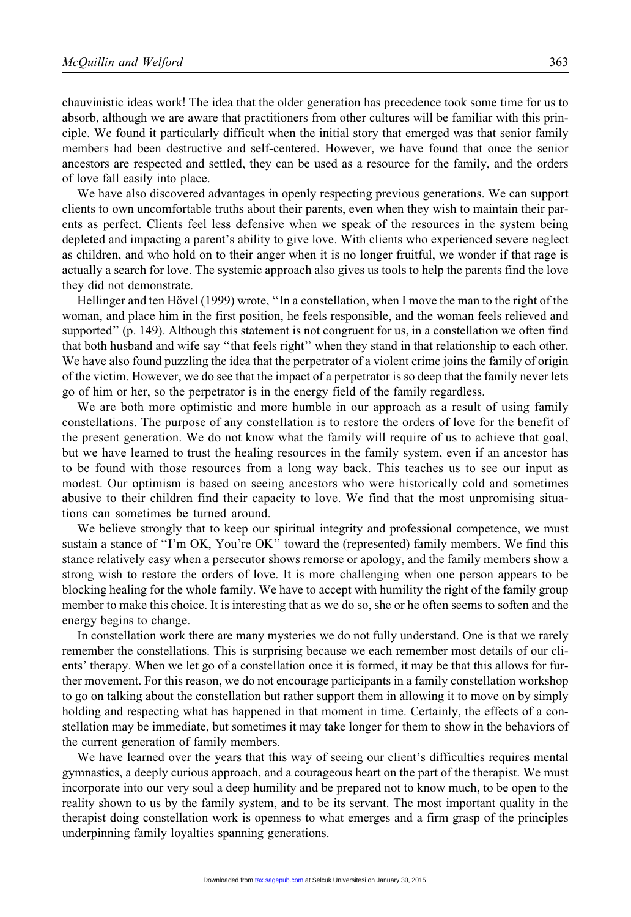chauvinistic ideas work! The idea that the older generation has precedence took some time for us to absorb, although we are aware that practitioners from other cultures will be familiar with this principle. We found it particularly difficult when the initial story that emerged was that senior family members had been destructive and self-centered. However, we have found that once the senior ancestors are respected and settled, they can be used as a resource for the family, and the orders of love fall easily into place.

We have also discovered advantages in openly respecting previous generations. We can support clients to own uncomfortable truths about their parents, even when they wish to maintain their parents as perfect. Clients feel less defensive when we speak of the resources in the system being depleted and impacting a parent's ability to give love. With clients who experienced severe neglect as children, and who hold on to their anger when it is no longer fruitful, we wonder if that rage is actually a search for love. The systemic approach also gives us tools to help the parents find the love they did not demonstrate.

Hellinger and ten Hövel (1999) wrote, "In a constellation, when I move the man to the right of the woman, and place him in the first position, he feels responsible, and the woman feels relieved and supported" (p. 149). Although this statement is not congruent for us, in a constellation we often find that both husband and wife say "that feels right" when they stand in that relationship to each other. We have also found puzzling the idea that the perpetrator of a violent crime joins the family of origin of the victim. However, we do see that the impact of a perpetrator is so deep that the family never lets go of him or her, so the perpetrator is in the energy field of the family regardless.

We are both more optimistic and more humble in our approach as a result of using family constellations. The purpose of any constellation is to restore the orders of love for the benefit of the present generation. We do not know what the family will require of us to achieve that goal, but we have learned to trust the healing resources in the family system, even if an ancestor has to be found with those resources from a long way back. This teaches us to see our input as modest. Our optimism is based on seeing ancestors who were historically cold and sometimes abusive to their children find their capacity to love. We find that the most unpromising situations can sometimes be turned around.

We believe strongly that to keep our spiritual integrity and professional competence, we must sustain a stance of "I'm OK, You're OK" toward the (represented) family members. We find this stance relatively easy when a persecutor shows remorse or apology, and the family members show a strong wish to restore the orders of love. It is more challenging when one person appears to be blocking healing for the whole family. We have to accept with humility the right of the family group member to make this choice. It is interesting that as we do so, she or he often seems to soften and the energy begins to change.

In constellation work there are many mysteries we do not fully understand. One is that we rarely remember the constellations. This is surprising because we each remember most details of our clients' therapy. When we let go of a constellation once it is formed, it may be that this allows for further movement. For this reason, we do not encourage participants in a family constellation workshop to go on talking about the constellation but rather support them in allowing it to move on by simply holding and respecting what has happened in that moment in time. Certainly, the effects of a constellation may be immediate, but sometimes it may take longer for them to show in the behaviors of the current generation of family members.

We have learned over the years that this way of seeing our client's difficulties requires mental gymnastics, a deeply curious approach, and a courageous heart on the part of the therapist. We must incorporate into our very soul a deep humility and be prepared not to know much, to be open to the reality shown to us by the family system, and to be its servant. The most important quality in the therapist doing constellation work is openness to what emerges and a firm grasp of the principles underpinning family loyalties spanning generations.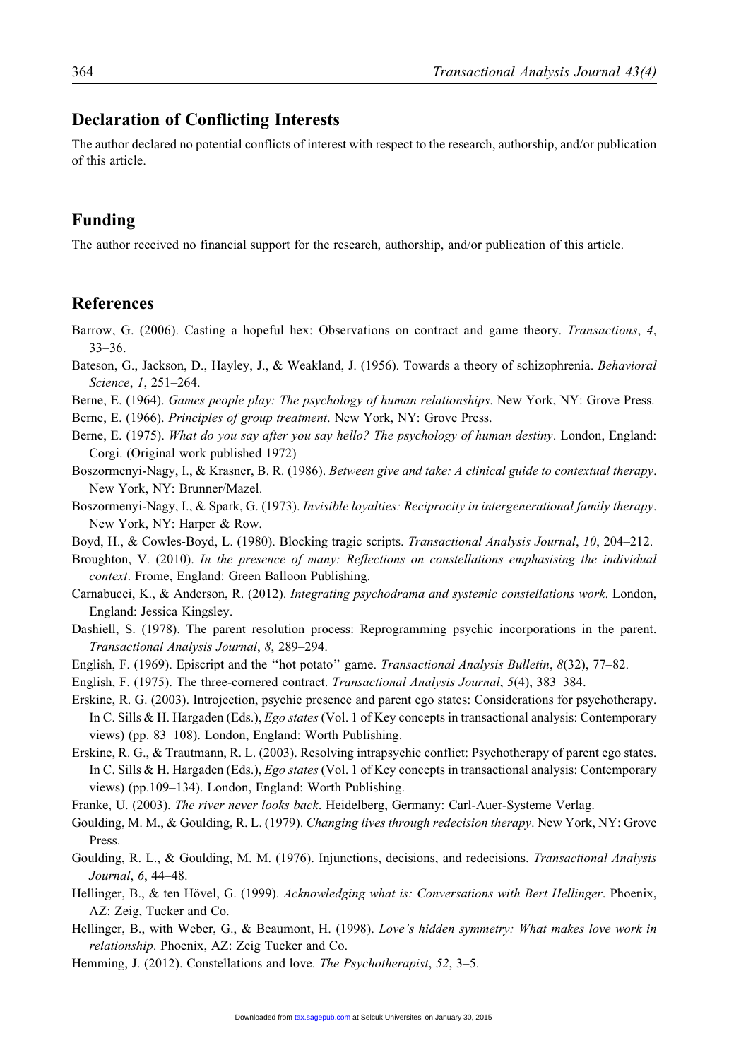## Declaration of Conflicting Interests

The author declared no potential conflicts of interest with respect to the research, authorship, and/or publication of this article.

## Funding

The author received no financial support for the research, authorship, and/or publication of this article.

## References

Barrow, G. (2006). Casting a hopeful hex: Observations on contract and game theory. *Transactions*, *4*, 33–36.

Bateson, G., Jackson, D., Hayley, J., & Weakland, J. (1956). Towards a theory of schizophrenia. *Behavioral Science*, *1*, 251–264.

Berne, E. (1964). *Games people play: The psychology of human relationships*. New York, NY: Grove Press.

Berne, E. (1966). *Principles of group treatment*. New York, NY: Grove Press.

Berne, E. (1975). *What do you say after you say hello? The psychology of human destiny*. London, England: Corgi. (Original work published 1972)

Boszormenyi-Nagy, I., & Krasner, B. R. (1986). *Between give and take: A clinical guide to contextual therapy*. New York, NY: Brunner/Mazel.

Boszormenyi-Nagy, I., & Spark, G. (1973). *Invisible loyalties: Reciprocity in intergenerational family therapy*. New York, NY: Harper & Row.

Boyd, H., & Cowles-Boyd, L. (1980). Blocking tragic scripts. *Transactional Analysis Journal*, *10*, 204–212.

Broughton, V. (2010). *In the presence of many: Reflections on constellations emphasising the individual context*. Frome, England: Green Balloon Publishing.

Carnabucci, K., & Anderson, R. (2012). *Integrating psychodrama and systemic constellations work*. London, England: Jessica Kingsley.

Dashiell, S. (1978). The parent resolution process: Reprogramming psychic incorporations in the parent. *Transactional Analysis Journal*, *8*, 289–294.

English, F. (1969). Episcript and the "hot potato" game. *Transactional Analysis Bulletin*, *8*(32), 77–82.

English, F. (1975). The three-cornered contract. *Transactional Analysis Journal*, *5*(4), 383–384.

Erskine, R. G. (2003). Introjection, psychic presence and parent ego states: Considerations for psychotherapy. In C. Sills & H. Hargaden (Eds.), *Ego states* (Vol. 1 of Key concepts in transactional analysis: Contemporary views) (pp. 83–108). London, England: Worth Publishing.

Erskine, R. G., & Trautmann, R. L. (2003). Resolving intrapsychic conflict: Psychotherapy of parent ego states. In C. Sills & H. Hargaden (Eds.), *Ego states* (Vol. 1 of Key concepts in transactional analysis: Contemporary views) (pp.109–134). London, England: Worth Publishing.

Franke, U. (2003). *The river never looks back*. Heidelberg, Germany: Carl-Auer-Systeme Verlag.

Goulding, M. M., & Goulding, R. L. (1979). *Changing lives through redecision therapy*. New York, NY: Grove Press.

Goulding, R. L., & Goulding, M. M. (1976). Injunctions, decisions, and redecisions. *Transactional Analysis Journal*, *6*, 44–48.

Hellinger, B., & ten Hövel, G. (1999). *Acknowledging what is: Conversations with Bert Hellinger*. Phoenix, AZ: Zeig, Tucker and Co.

Hellinger, B., with Weber, G., & Beaumont, H. (1998). *Love's hidden symmetry: What makes love work in relationship*. Phoenix, AZ: Zeig Tucker and Co.

Hemming, J. (2012). Constellations and love. *The Psychotherapist*, *52*, 3–5.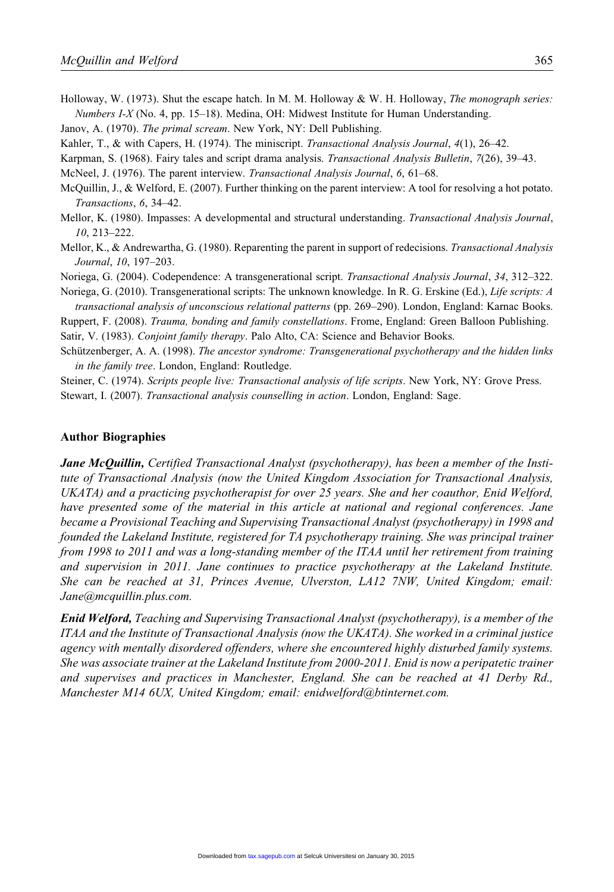Holloway, W. (1973). Shut the escape hatch. In M. M. Holloway & W. H. Holloway, *The monograph series: Numbers I-X* (No. 4, pp. 15–18). Medina, OH: Midwest Institute for Human Understanding.

Janov, A. (1970). *The primal scream*. New York, NY: Dell Publishing.

Kahler, T., & with Capers, H. (1974). The miniscript. *Transactional Analysis Journal*, *4*(1), 26–42.

Karpman, S. (1968). Fairy tales and script drama analysis. *Transactional Analysis Bulletin*, *7*(26), 39–43.

McNeel, J. (1976). The parent interview. *Transactional Analysis Journal*, *6*, 61–68.

McQuillin, J., & Welford, E. (2007). Further thinking on the parent interview: A tool for resolving a hot potato. *Transactions*, *6*, 34–42.

Mellor, K. (1980). Impasses: A developmental and structural understanding. *Transactional Analysis Journal*, *10*, 213–222.

Mellor, K., & Andrewartha, G. (1980). Reparenting the parent in support of redecisions. *Transactional Analysis Journal*, *10*, 197–203.

Noriega, G. (2004). Codependence: A transgenerational script. *Transactional Analysis Journal*, *34*, 312–322.

Noriega, G. (2010). Transgenerational scripts: The unknown knowledge. In R. G. Erskine (Ed.), *Life scripts: A transactional analysis of unconscious relational patterns* (pp. 269–290). London, England: Karnac Books.

Ruppert, F. (2008). *Trauma, bonding and family constellations*. Frome, England: Green Balloon Publishing.

Satir, V. (1983). *Conjoint family therapy*. Palo Alto, CA: Science and Behavior Books.

Schützenberger, A. A. (1998). *The ancestor syndrome: Transgenerational psychotherapy and the hidden links in the family tree*. London, England: Routledge.

Steiner, C. (1974). *Scripts people live: Transactional analysis of life scripts*. New York, NY: Grove Press.

Stewart, I. (2007). *Transactional analysis counselling in action*. London, England: Sage.

## Author Biographies

***Jane McQuillin,*** *Certified Transactional Analyst (psychotherapy), has been a member of the Institute of Transactional Analysis (now the United Kingdom Association for Transactional Analysis, UKATA) and a practicing psychotherapist for over 25 years. She and her coauthor, Enid Welford, have presented some of the material in this article at national and regional conferences. Jane became a Provisional Teaching and Supervising Transactional Analyst (psychotherapy) in 1998 and founded the Lakeland Institute, registered for TA psychotherapy training. She was principal trainer from 1998 to 2011 and was a long-standing member of the ITAA until her retirement from training and supervision in 2011. Jane continues to practice psychotherapy at the Lakeland Institute. She can be reached at 31, Princes Avenue, Ulverston, LA12 7NW, United Kingdom; email: Jane@mcquillin.plus.com.*

***Enid Welford,*** *Teaching and Supervising Transactional Analyst (psychotherapy), is a member of the ITAA and the Institute of Transactional Analysis (now the UKATA). She worked in a criminal justice agency with mentally disordered offenders, where she encountered highly disturbed family systems. She was associate trainer at the Lakeland Institute from 2000-2011. Enid is now a peripatetic trainer and supervises and practices in Manchester, England. She can be reached at 41 Derby Rd., Manchester M14 6UX, United Kingdom; email: enidwelford@btinternet.com.*